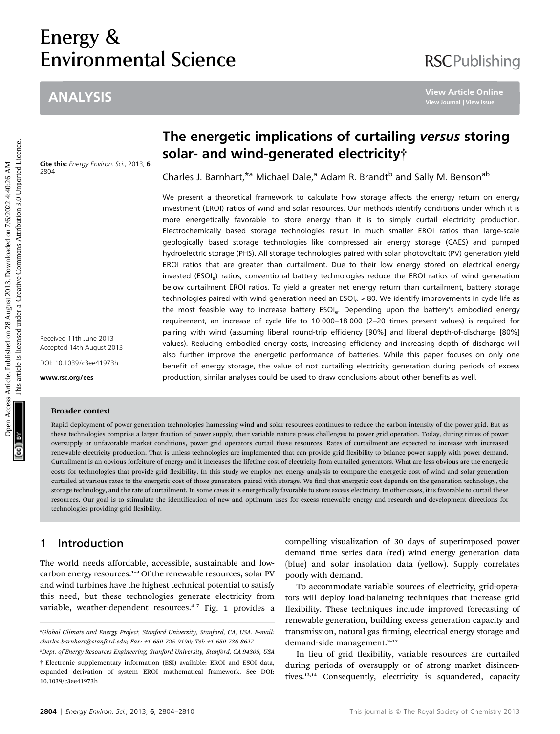# Energy & Environmental Science

## ANALYSIS

**Cite this:** *Energy Environ. Sci.*, 2013, **6**, 2804

Received 11th June 2013
Accepted 14th August 2013

DOI: 10.1039/c3ee41973h

www.rsc.org/ees

# The energetic implications of curtailing *versus* storing solar- and wind-generated electricity†

Charles J. Barnhart,*[a] Michael Dale,[a] Adam R. Brandt[b] and Sally M. Benson[ab]

We present a theoretical framework to calculate how storage affects the energy return on energy investment (EROI) ratios of wind and solar resources. Our methods identify conditions under which it is more energetically favorable to store energy than it is to simply curtail electricity production. Electrochemically based storage technologies result in much smaller EROI ratios than large-scale geologically based storage technologies like compressed air energy storage (CAES) and pumped hydroelectric storage (PHS). All storage technologies paired with solar photovoltaic (PV) generation yield EROI ratios that are greater than curtailment. Due to their low energy stored on electrical energy invested ($ESOI_e$) ratios, conventional battery technologies reduce the EROI ratios of wind generation below curtailment EROI ratios. To yield a greater net energy return than curtailment, battery storage technologies paired with wind generation need an $ESOI_e > 80$. We identify improvements in cycle life as the most feasible way to increase battery $ESOI_e$. Depending upon the battery's embodied energy requirement, an increase of cycle life to 10 000–18 000 (2–20 times present values) is required for pairing with wind (assuming liberal round-trip efficiency [90%] and liberal depth-of-discharge [80%] values). Reducing embodied energy costs, increasing efficiency and increasing depth of discharge will also further improve the energetic performance of batteries. While this paper focuses on only one benefit of energy storage, the value of not curtailing electricity generation during periods of excess production, similar analyses could be used to draw conclusions about other benefits as well.

### Broader context

Rapid deployment of power generation technologies harnessing wind and solar resources continues to reduce the carbon intensity of the power grid. But as these technologies comprise a larger fraction of power supply, their variable nature poses challenges to power grid operation. Today, during times of power oversupply or unfavorable market conditions, power grid operators curtail these resources. Rates of curtailment are expected to increase with increased renewable electricity production. That is unless technologies are implemented that can provide grid flexibility to balance power supply with power demand. Curtailment is an obvious forfeiture of energy and it increases the lifetime cost of electricity from curtailed generators. What are less obvious are the energetic costs for technologies that provide grid flexibility. In this study we employ net energy analysis to compare the energetic cost of wind and solar generation curtailed at various rates to the energetic cost of those generators paired with storage. We find that energetic cost depends on the generation technology, the storage technology, and the rate of curtailment. In some cases it is energetically favorable to store excess electricity. In other cases, it is favorable to curtail these resources. Our goal is to stimulate the identification of new and optimum uses for excess renewable energy and research and development directions for technologies providing grid flexibility.

## 1 Introduction

The world needs affordable, accessible, sustainable and low-carbon energy resources.[1–3] Of the renewable resources, solar PV and wind turbines have the highest technical potential to satisfy this need, but these technologies generate electricity from variable, weather-dependent resources.[4–7] Fig. 1 provides a compelling visualization of 30 days of superimposed power demand time series data (red) wind energy generation data (blue) and solar insolation data (yellow). Supply correlates poorly with demand.

To accommodate variable sources of electricity, grid-operators will deploy load-balancing techniques that increase grid flexibility. These techniques include improved forecasting of renewable generation, building excess generation capacity and transmission, natural gas firming, electrical energy storage and demand-side management.[9–12]

In lieu of grid flexibility, variable resources are curtailed during periods of oversupply or of strong market disincentives.[13,14] Consequently, electricity is squandered, capacity

[a] Global Climate and Energy Project, Stanford University, Stanford, CA, USA. E-mail: charles.barnhart@stanford.edu; Fax: +1 650 725 9190; Tel: +1 650 736 8627

[b] Dept. of Energy Resources Engineering, Stanford University, Stanford, CA 94305, USA

† Electronic supplementary information (ESI) available: EROI and ESOI data, expanded derivation of system EROI mathematical framework. See DOI: 10.1039/c3ee41973h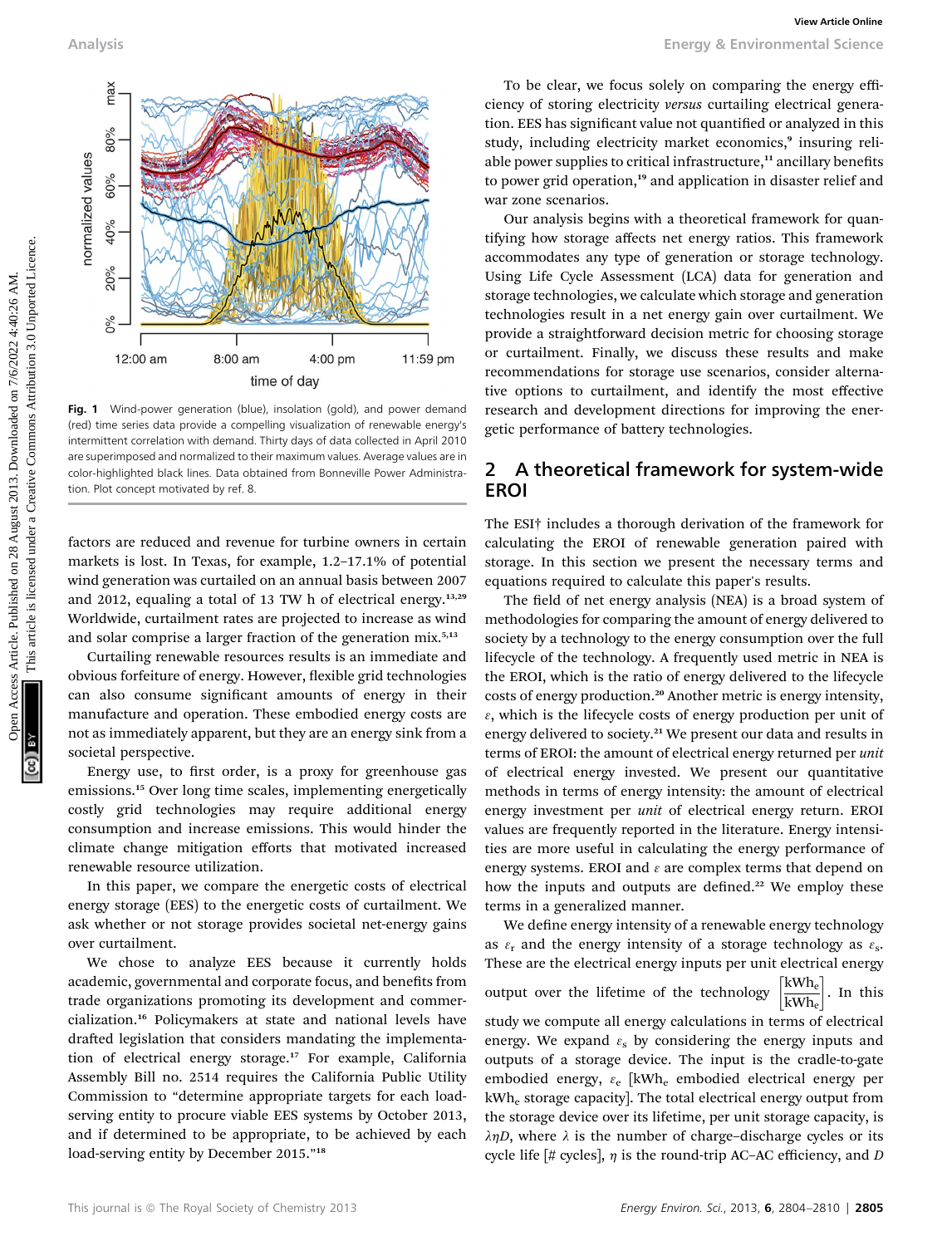normalized values

0%
20%
40%
60%
80%
max

12:00 am
8:00 am
4:00 pm
11:59 pm

time of day

**Fig. 1** Wind-power generation (blue), insolation (gold), and power demand (red) time series data provide a compelling visualization of renewable energy's intermittent correlation with demand. Thirty days of data collected in April 2010 are superimposed and normalized to their maximum values. Average values are in color-highlighted black lines. Data obtained from Bonneville Power Administration. Plot concept motivated by ref. 8.

factors are reduced and revenue for turbine owners in certain markets is lost. In Texas, for example, 1.2–17.1% of potential wind generation was curtailed on an annual basis between 2007 and 2012, equaling a total of 13 TW h of electrical energy.[13,29] Worldwide, curtailment rates are projected to increase as wind and solar comprise a larger fraction of the generation mix.[5,13]

Curtailing renewable resources results is an immediate and obvious forfeiture of energy. However, flexible grid technologies can also consume significant amounts of energy in their manufacture and operation. These embodied energy costs are not as immediately apparent, but they are an energy sink from a societal perspective.

Energy use, to first order, is a proxy for greenhouse gas emissions.[15] Over long time scales, implementing energetically costly grid technologies may require additional energy consumption and increase emissions. This would hinder the climate change mitigation efforts that motivated increased renewable resource utilization.

In this paper, we compare the energetic costs of electrical energy storage (EES) to the energetic costs of curtailment. We ask whether or not storage provides societal net-energy gains over curtailment.

We chose to analyze EES because it currently holds academic, governmental and corporate focus, and benefits from trade organizations promoting its development and commercialization.[16] Policymakers at state and national levels have drafted legislation that considers mandating the implementation of electrical energy storage.[17] For example, California Assembly Bill no. 2514 requires the California Public Utility Commission to "determine appropriate targets for each load-serving entity to procure viable EES systems by October 2013, and if determined to be appropriate, to be achieved by each load-serving entity by December 2015."[18]

To be clear, we focus solely on comparing the energy efficiency of storing electricity *versus* curtailing electrical generation. EES has significant value not quantified or analyzed in this study, including electricity market economics,[9] insuring reliable power supplies to critical infrastructure,[11] ancillary benefits to power grid operation,[19] and application in disaster relief and war zone scenarios.

Our analysis begins with a theoretical framework for quantifying how storage affects net energy ratios. This framework accommodates any type of generation or storage technology. Using Life Cycle Assessment (LCA) data for generation and storage technologies, we calculate which storage and generation technologies result in a net energy gain over curtailment. We provide a straightforward decision metric for choosing storage or curtailment. Finally, we discuss these results and make recommendations for storage use scenarios, consider alternative options to curtailment, and identify the most effective research and development directions for improving the energetic performance of battery technologies.

## 2 A theoretical framework for system-wide EROI

The ESI† includes a thorough derivation of the framework for calculating the EROI of renewable generation paired with storage. In this section we present the necessary terms and equations required to calculate this paper's results.

The field of net energy analysis (NEA) is a broad system of methodologies for comparing the amount of energy delivered to society by a technology to the energy consumption over the full lifecycle of the technology. A frequently used metric in NEA is the EROI, which is the ratio of energy delivered to the lifecycle costs of energy production.[20] Another metric is energy intensity, $\varepsilon$, which is the lifecycle costs of energy production per unit of energy delivered to society.[21] We present our data and results in terms of EROI: the amount of electrical energy returned per *unit* of electrical energy invested. We present our quantitative methods in terms of energy intensity: the amount of electrical energy investment per *unit* of electrical energy return. EROI values are frequently reported in the literature. Energy intensities are more useful in calculating the energy performance of energy systems. EROI and $\varepsilon$ are complex terms that depend on how the inputs and outputs are defined.[22] We employ these terms in a generalized manner.

We define energy intensity of a renewable energy technology as $\varepsilon_r$ and the energy intensity of a storage technology as $\varepsilon_s$. These are the electrical energy inputs per unit electrical energy output over the lifetime of the technology $\left[\frac{\text{kWh}_e}{\text{kWh}_e}\right]$. In this study we compute all energy calculations in terms of electrical energy. We expand $\varepsilon_s$ by considering the energy inputs and outputs of a storage device. The input is the cradle-to-gate embodied energy, $\varepsilon_e$ [$\text{kWh}_e$ embodied electrical energy per $\text{kWh}_e$ storage capacity]. The total electrical energy output from the storage device over its lifetime, per unit storage capacity, is $\lambda\eta D$, where $\lambda$ is the number of charge–discharge cycles or its cycle life [# cycles], $\eta$ is the round-trip AC–AC efficiency, and $D$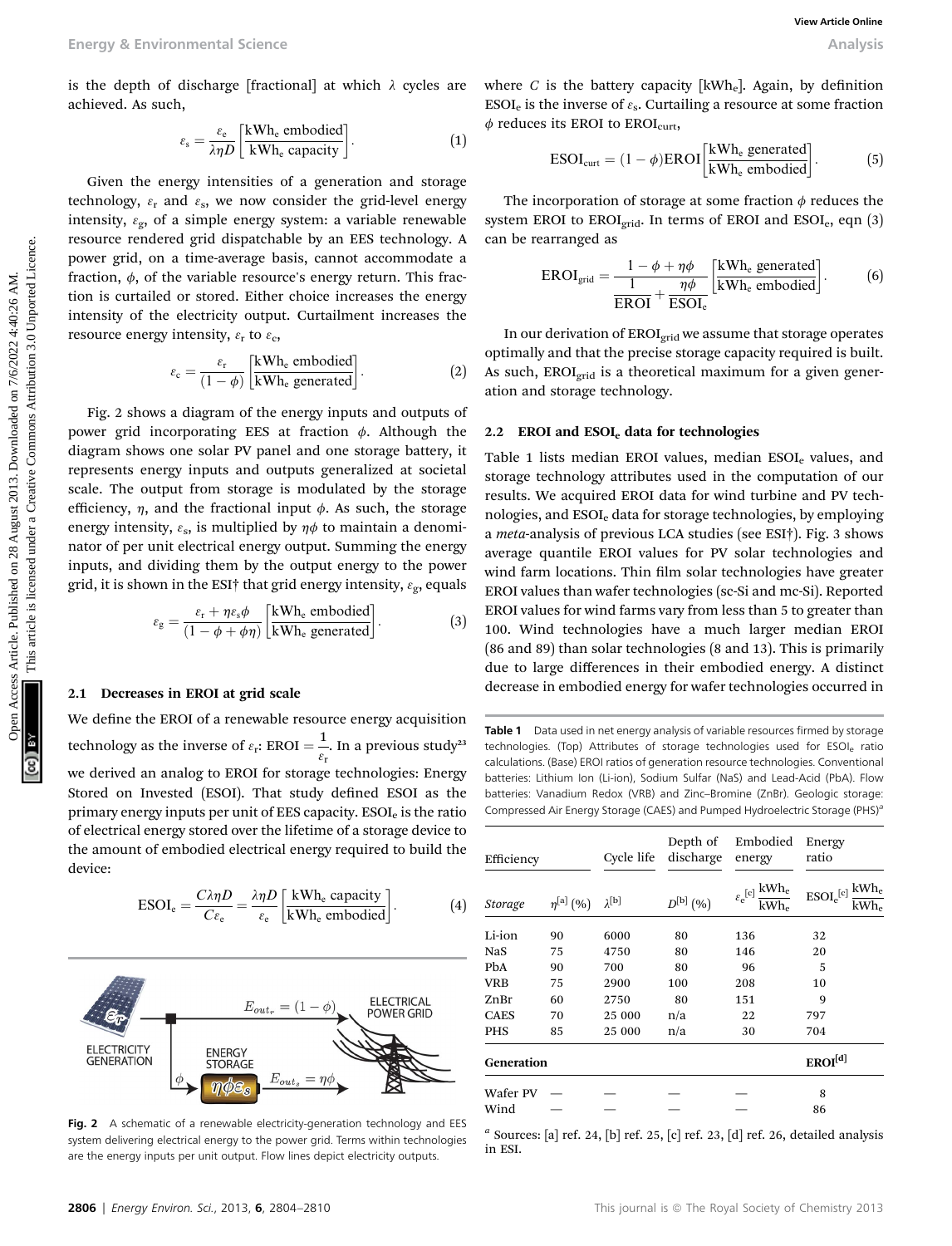is the depth of discharge [fractional] at which $\lambda$ cycles are achieved. As such,

$$\varepsilon_s = \frac{\varepsilon_e}{\lambda \eta D}\left[\frac{\text{kWh}_e\text{ embodied}}{\text{kWh}_e\text{ capacity}}\right]. \tag{1}$$

Given the energy intensities of a generation and storage technology, $\varepsilon_r$ and $\varepsilon_s$, we now consider the grid-level energy intensity, $\varepsilon_g$, of a simple energy system: a variable renewable resource rendered grid dispatchable by an EES technology. A power grid, on a time-average basis, cannot accommodate a fraction, $\phi$, of the variable resource's energy return. This fraction is curtailed or stored. Either choice increases the energy intensity of the electricity output. Curtailment increases the resource energy intensity, $\varepsilon_r$ to $\varepsilon_c$,

$$\varepsilon_c = \frac{\varepsilon_r}{(1-\phi)}\left[\frac{\text{kWh}_e\text{ embodied}}{\text{kWh}_e\text{ generated}}\right]. \tag{2}$$

Fig. 2 shows a diagram of the energy inputs and outputs of power grid incorporating EES at fraction $\phi$. Although the diagram shows one solar PV panel and one storage battery, it represents energy inputs and outputs generalized at societal scale. The output from storage is modulated by the storage efficiency, $\eta$, and the fractional input $\phi$. As such, the storage energy intensity, $\varepsilon_s$, is multiplied by $\eta\phi$ to maintain a denominator of per unit electrical energy output. Summing the energy inputs, and dividing them by the output energy to the power grid, it is shown in the ESI† that grid energy intensity, $\varepsilon_g$, equals

$$\varepsilon_g = \frac{\varepsilon_r + \eta\varepsilon_s\phi}{(1-\phi+\phi\eta)}\left[\frac{\text{kWh}_e\text{ embodied}}{\text{kWh}_e\text{ generated}}\right]. \tag{3}$$

### 2.1 Decreases in EROI at grid scale

We define the EROI of a renewable resource energy acquisition technology as the inverse of $\varepsilon_r$: $\text{EROI} = \frac{1}{\varepsilon_r}$. In a previous study[23] we derived an analog to EROI for storage technologies: Energy Stored on Invested (ESOI). That study defined ESOI as the primary energy inputs per unit of EES capacity. $\text{ESOI}_e$ is the ratio of electrical energy stored over the lifetime of a storage device to the amount of embodied electrical energy required to build the device:

$$\text{ESOI}_e = \frac{C\lambda\eta D}{C\varepsilon_e} = \frac{\lambda\eta D}{\varepsilon_e}\left[\frac{\text{kWh}_e\text{ capacity}}{\text{kWh}_e\text{ embodied}}\right]. \tag{4}$$

Fig. 2 A schematic of a renewable electricity-generation technology and EES system delivering electrical energy to the power grid. Terms within technologies are the energy inputs per unit output. Flow lines depict electricity outputs.

where $C$ is the battery capacity [kWh$_e$]. Again, by definition $\text{ESOI}_e$ is the inverse of $\varepsilon_s$. Curtailing a resource at some fraction $\phi$ reduces its EROI to $\text{EROI}_{\text{curt}}$,

$$\text{ESOI}_{\text{curt}} = (1-\phi)\text{EROI}\left[\frac{\text{kWh}_e\text{ generated}}{\text{kWh}_e\text{ embodied}}\right]. \tag{5}$$

The incorporation of storage at some fraction $\phi$ reduces the system EROI to $\text{EROI}_{\text{grid}}$. In terms of EROI and $\text{ESOI}_e$, eqn (3) can be rearranged as

$$\text{EROI}_{\text{grid}} = \frac{1-\phi+\eta\phi}{\dfrac{1}{\text{EROI}}+\dfrac{\eta\phi}{\text{ESOI}_e}}\left[\frac{\text{kWh}_e\text{ generated}}{\text{kWh}_e\text{ embodied}}\right]. \tag{6}$$

In our derivation of $\text{EROI}_{\text{grid}}$ we assume that storage operates optimally and that the precise storage capacity required is built. As such, $\text{EROI}_{\text{grid}}$ is a theoretical maximum for a given generation and storage technology.

### 2.2 EROI and $\text{ESOI}_e$ data for technologies

Table 1 lists median EROI values, median $\text{ESOI}_e$ values, and storage technology attributes used in the computation of our results. We acquired EROI data for wind turbine and PV technologies, and $\text{ESOI}_e$ data for storage technologies, by employing a *meta*-analysis of previous LCA studies (see ESI†). Fig. 3 shows average quantile EROI values for PV solar technologies and wind farm locations. Thin film solar technologies have greater EROI values than wafer technologies (sc-Si and mc-Si). Reported EROI values for wind farms vary from less than 5 to greater than 100. Wind technologies have a much larger median EROI (86 and 89) than solar technologies (8 and 13). This is primarily due to large differences in their embodied energy. A distinct decrease in embodied energy for wafer technologies occurred in

**Table 1** Data used in net energy analysis of variable resources firmed by storage technologies. (Top) Attributes of storage technologies used for $\text{ESOI}_e$ ratio calculations. (Base) EROI ratios of generation resource technologies. Conventional batteries: Lithium Ion (Li-ion), Sodium Sulfar (NaS) and Lead-Acid (PbA). Flow batteries: Vanadium Redox (VRB) and Zinc–Bromine (ZnBr). Geologic storage: Compressed Air Energy Storage (CAES) and Pumped Hydroelectric Storage (PHS)[a]

| | Efficiency | Cycle life | Depth of discharge | Embodied energy | Energy ratio |
|---|---|---|---|---|---|
| *Storage* | $\eta$[a] (%) | $\lambda$[b] | $D$[b] (%) | $\varepsilon_e$[c] $\frac{\text{kWh}_e}{\text{kWh}_e}$ | $\text{ESOI}_e$[c] $\frac{\text{kWh}_e}{\text{kWh}_e}$ |
| Li-ion | 90 | 6000 | 80 | 136 | 32 |
| NaS | 75 | 4750 | 80 | 146 | 20 |
| PbA | 90 | 700 | 80 | 96 | 5 |
| VRB | 75 | 2900 | 100 | 208 | 10 |
| ZnBr | 60 | 2750 | 80 | 151 | 9 |
| CAES | 70 | 25 000 | n/a | 22 | 797 |
| PHS | 85 | 25 000 | n/a | 30 | 704 |
| **Generation** | | | | | **EROI[d]** |
| Wafer PV | — | — | — | — | 8 |
| Wind | — | — | — | — | 86 |

[a] Sources: [a] ref. 24, [b] ref. 25, [c] ref. 23, [d] ref. 26, detailed analysis in ESI.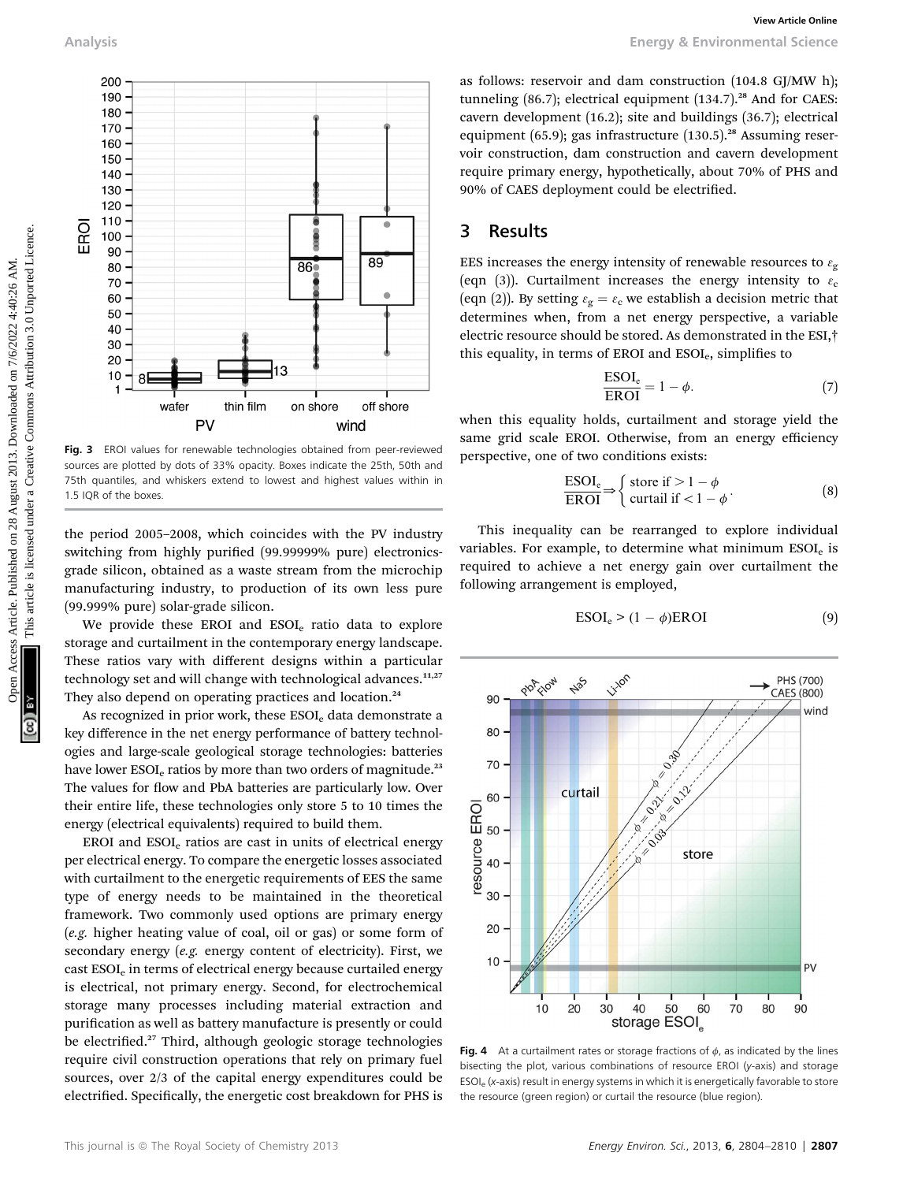200
190
180
170
160
150
140
130
120
110
100
90
80
70
60
50
40
30
20
10
1

EROI

8 13 86 89

wafer thin film on shore off shore

PV wind

Fig. 3 EROI values for renewable technologies obtained from peer-reviewed sources are plotted by dots of 33% opacity. Boxes indicate the 25th, 50th and 75th quantiles, and whiskers extend to lowest and highest values within in 1.5 IQR of the boxes.

the period 2005–2008, which coincides with the PV industry switching from highly purified (99.99999% pure) electronics-grade silicon, obtained as a waste stream from the microchip manufacturing industry, to production of its own less pure (99.999% pure) solar-grade silicon.

We provide these EROI and $ESOI_e$ ratio data to explore storage and curtailment in the contemporary energy landscape. These ratios vary with different designs within a particular technology set and will change with technological advances.[11,27] They also depend on operating practices and location.[24]

As recognized in prior work, these $ESOI_e$ data demonstrate a key difference in the net energy performance of battery technologies and large-scale geological storage technologies: batteries have lower $ESOI_e$ ratios by more than two orders of magnitude.[23] The values for flow and PbA batteries are particularly low. Over their entire life, these technologies only store 5 to 10 times the energy (electrical equivalents) required to build them.

EROI and $ESOI_e$ ratios are cast in units of electrical energy per electrical energy. To compare the energetic losses associated with curtailment to the energetic requirements of EES the same type of energy needs to be maintained in the theoretical framework. Two commonly used options are primary energy (*e.g.* higher heating value of coal, oil or gas) or some form of secondary energy (*e.g.* energy content of electricity). First, we cast $ESOI_e$ in terms of electrical energy because curtailed energy is electrical, not primary energy. Second, for electrochemical storage many processes including material extraction and purification as well as battery manufacture is presently or could be electrified.[27] Third, although geologic storage technologies require civil construction operations that rely on primary fuel sources, over 2/3 of the capital energy expenditures could be electrified. Specifically, the energetic cost breakdown for PHS is as follows: reservoir and dam construction (104.8 GJ/MW h); tunneling (86.7); electrical equipment (134.7).[28] And for CAES: cavern development (16.2); site and buildings (36.7); electrical equipment (65.9); gas infrastructure (130.5).[28] Assuming reservoir construction, dam construction and cavern development require primary energy, hypothetically, about 70% of PHS and 90% of CAES deployment could be electrified.

## 3 Results

EES increases the energy intensity of renewable resources to $\varepsilon_g$ (eqn (3)). Curtailment increases the energy intensity to $\varepsilon_c$ (eqn (2)). By setting $\varepsilon_g = \varepsilon_c$ we establish a decision metric that determines when, from a net energy perspective, a variable electric resource should be stored. As demonstrated in the ESI,† this equality, in terms of EROI and $ESOI_e$, simplifies to

$$\frac{ESOI_e}{EROI} = 1 - \phi. \tag{7}$$

when this equality holds, curtailment and storage yield the same grid scale EROI. Otherwise, from an energy efficiency perspective, one of two conditions exists:

$$\frac{ESOI_e}{EROI} \Rightarrow \begin{cases} \text{store if} > 1 - \phi \\ \text{curtail if} < 1 - \phi \end{cases}. \tag{8}$$

This inequality can be rearranged to explore individual variables. For example, to determine what minimum $ESOI_e$ is required to achieve a net energy gain over curtailment the following arrangement is employed,

$$ESOI_e > (1 - \phi)EROI \tag{9}$$

PbA Flow NaS Li-ion

PHS (700)
CAES (800)

wind

curtail

store

PV

ϕ = 0.30
ϕ = 0.21
ϕ = 0.12
ϕ = 0.03

resource EROI

storage $ESOI_e$

10 20 30 40 50 60 70 80 90

Fig. 4 At a curtailment rates or storage fractions of $\phi$, as indicated by the lines bisecting the plot, various combinations of resource EROI (y-axis) and storage $ESOI_e$ (x-axis) result in energy systems in which it is energetically favorable to store the resource (green region) or curtail the resource (blue region).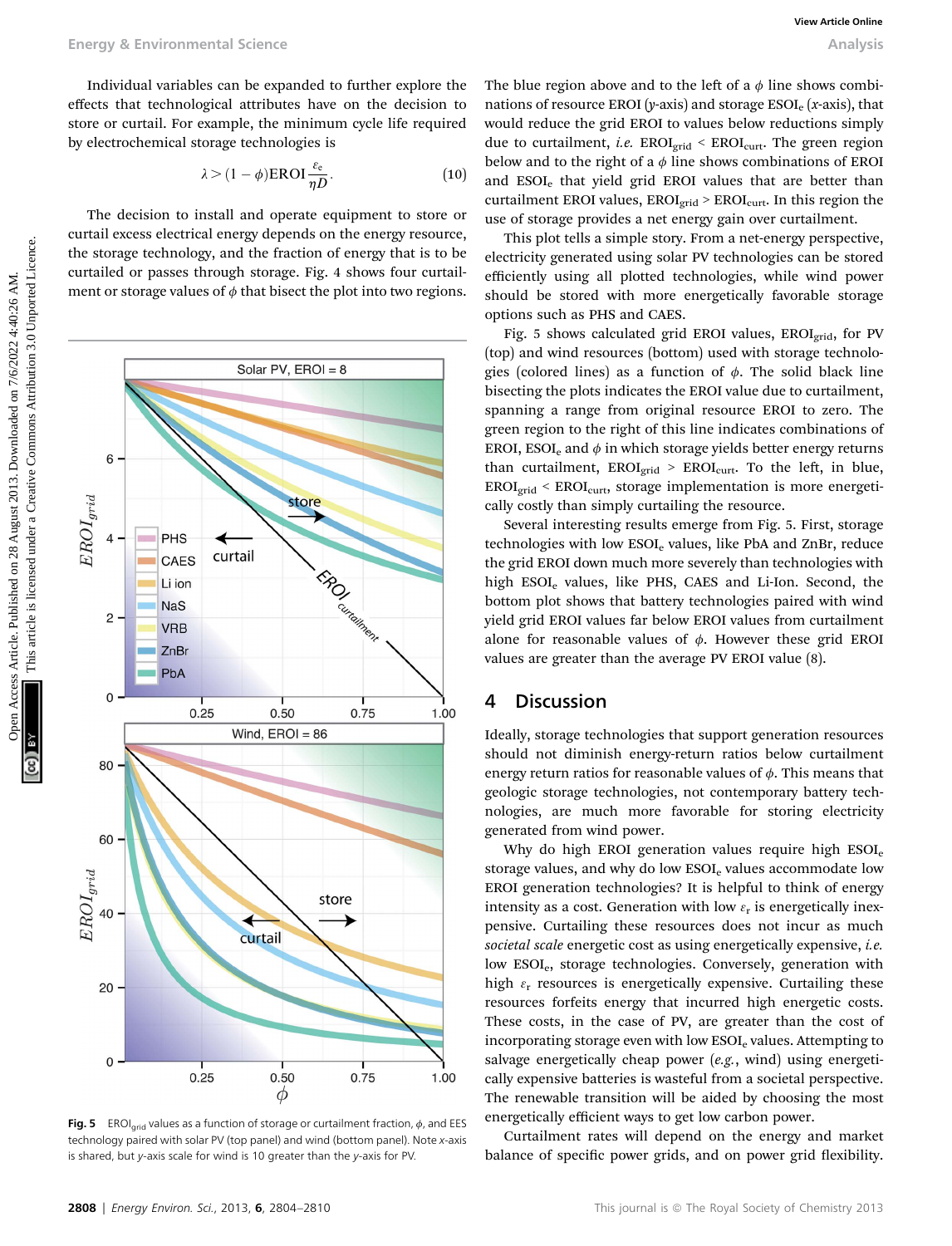Individual variables can be expanded to further explore the effects that technological attributes have on the decision to store or curtail. For example, the minimum cycle life required by electrochemical storage technologies is

$$\lambda > (1 - \phi)\mathrm{EROI}\frac{\varepsilon_e}{\eta D}. \tag{10}$$

The decision to install and operate equipment to store or curtail excess electrical energy depends on the energy resource, the storage technology, and the fraction of energy that is to be curtailed or passes through storage. Fig. 4 shows four curtailment or storage values of $\phi$ that bisect the plot into two regions. The blue region above and to the left of a $\phi$ line shows combinations of resource EROI (y-axis) and storage $\mathrm{ESOI_e}$ (x-axis), that would reduce the grid EROI to values below reductions simply due to curtailment, *i.e.* $\mathrm{EROI_{grid}} < \mathrm{EROI_{curt}}$. The green region below and to the right of a $\phi$ line shows combinations of EROI and $\mathrm{ESOI_e}$ that yield grid EROI values that are better than curtailment EROI values, $\mathrm{EROI_{grid}} > \mathrm{EROI_{curt}}$. In this region the use of storage provides a net energy gain over curtailment.

This plot tells a simple story. From a net-energy perspective, electricity generated using solar PV technologies can be stored efficiently using all plotted technologies, while wind power should be stored with more energetically favorable storage options such as PHS and CAES.

Fig. 5 shows calculated grid EROI values, $\mathrm{EROI_{grid}}$, for PV (top) and wind resources (bottom) used with storage technologies (colored lines) as a function of $\phi$. The solid black line bisecting the plots indicates the EROI value due to curtailment, spanning a range from original resource EROI to zero. The green region to the right of this line indicates combinations of EROI, $\mathrm{ESOI_e}$ and $\phi$ in which storage yields better energy returns than curtailment, $\mathrm{EROI_{grid}} > \mathrm{EROI_{curt}}$. To the left, in blue, $\mathrm{EROI_{grid}} < \mathrm{EROI_{curt}}$, storage implementation is more energetically costly than simply curtailing the resource.

Several interesting results emerge from Fig. 5. First, storage technologies with low $\mathrm{ESOI_e}$ values, like PbA and ZnBr, reduce the grid EROI down much more severely than technologies with high $\mathrm{ESOI_e}$ values, like PHS, CAES and Li-Ion. Second, the bottom plot shows that battery technologies paired with wind yield grid EROI values far below EROI values from curtailment alone for reasonable values of $\phi$. However these grid EROI values are greater than the average PV EROI value (8).

Solar PV, EROI = 8

Wind, EROI = 86

$EROI_{grid}$

PHS
CAES
Li ion
NaS
VRB
ZnBr
PbA

store
curtail
EROI curtailment

0
2
4
6
20
40
60
80
0.25
0.50
0.75
1.00
$\phi$

Fig. 5 $\mathrm{EROI_{grid}}$ values as a function of storage or curtailment fraction, $\phi$, and EES technology paired with solar PV (top panel) and wind (bottom panel). Note x-axis is shared, but y-axis scale for wind is 10 greater than the y-axis for PV.

## 4 Discussion

Ideally, storage technologies that support generation resources should not diminish energy-return ratios below curtailment energy return ratios for reasonable values of $\phi$. This means that geologic storage technologies, not contemporary battery technologies, are much more favorable for storing electricity generated from wind power.

Why do high EROI generation values require high $\mathrm{ESOI_e}$ storage values, and why do low $\mathrm{ESOI_e}$ values accommodate low EROI generation technologies? It is helpful to think of energy intensity as a cost. Generation with low $\varepsilon_r$ is energetically inexpensive. Curtailing these resources does not incur as much *societal scale* energetic cost as using energetically expensive, *i.e.* low $\mathrm{ESOI_e}$, storage technologies. Conversely, generation with high $\varepsilon_r$ resources is energetically expensive. Curtailing these resources forfeits energy that incurred high energetic costs. These costs, in the case of PV, are greater than the cost of incorporating storage even with low $\mathrm{ESOI_e}$ values. Attempting to salvage energetically cheap power (*e.g.*, wind) using energetically expensive batteries is wasteful from a societal perspective. The renewable transition will be aided by choosing the most energetically efficient ways to get low carbon power.

Curtailment rates will depend on the energy and market balance of specific power grids, and on power grid flexibility.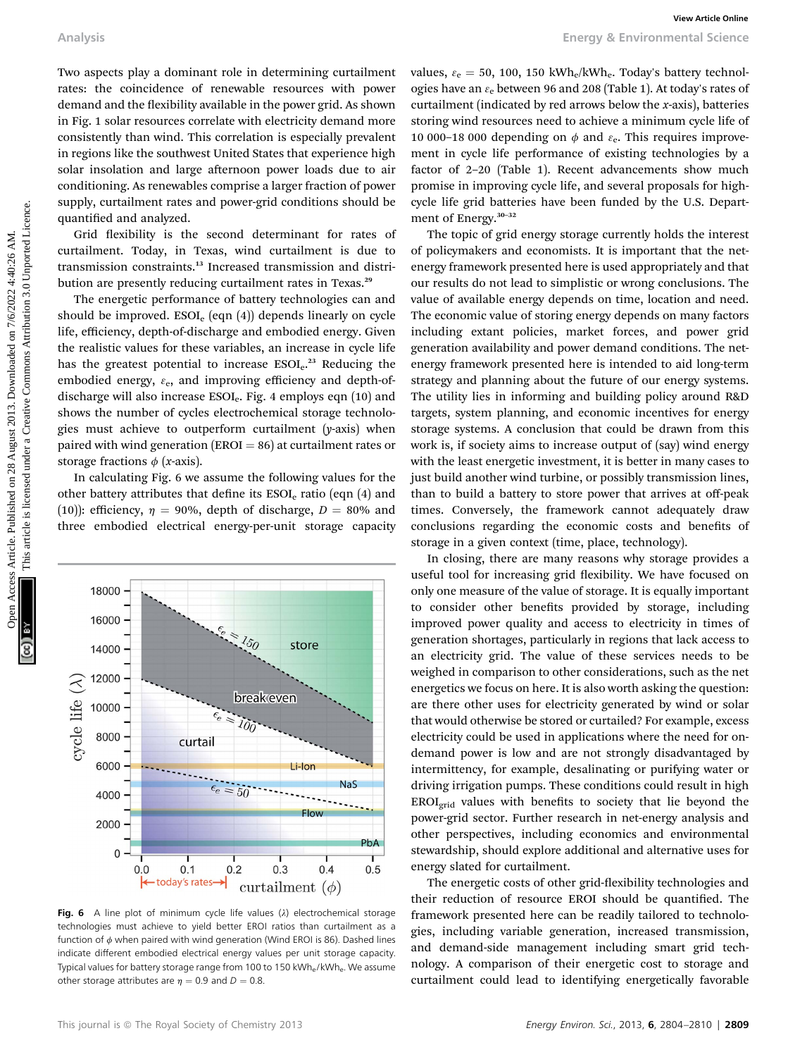Two aspects play a dominant role in determining curtailment rates: the coincidence of renewable resources with power demand and the flexibility available in the power grid. As shown in Fig. 1 solar resources correlate with electricity demand more consistently than wind. This correlation is especially prevalent in regions like the southwest United States that experience high solar insolation and large afternoon power loads due to air conditioning. As renewables comprise a larger fraction of power supply, curtailment rates and power-grid conditions should be quantified and analyzed.

Grid flexibility is the second determinant for rates of curtailment. Today, in Texas, wind curtailment is due to transmission constraints.[13] Increased transmission and distribution are presently reducing curtailment rates in Texas.[29]

The energetic performance of battery technologies can and should be improved. $\text{ESOI}_e$ (eqn (4)) depends linearly on cycle life, efficiency, depth-of-discharge and embodied energy. Given the realistic values for these variables, an increase in cycle life has the greatest potential to increase $\text{ESOI}_e$.[23] Reducing the embodied energy, $\varepsilon_e$, and improving efficiency and depth-of-discharge will also increase $\text{ESOI}_e$. Fig. 4 employs eqn (10) and shows the number of cycles electrochemical storage technologies must achieve to outperform curtailment ($y$-axis) when paired with wind generation (EROI = 86) at curtailment rates or storage fractions $\phi$ ($x$-axis).

In calculating Fig. 6 we assume the following values for the other battery attributes that define its $\text{ESOI}_e$ ratio (eqn (4) and (10)): efficiency, $\eta$ = 90%, depth of discharge, $D$ = 80% and three embodied electrical energy-per-unit storage capacity values, $\varepsilon_e$ = 50, 100, 150 $\text{kWh}_e/\text{kWh}_e$. Today's battery technologies have an $\varepsilon_e$ between 96 and 208 (Table 1). At today's rates of curtailment (indicated by red arrows below the $x$-axis), batteries storing wind resources need to achieve a minimum cycle life of 10 000–18 000 depending on $\phi$ and $\varepsilon_e$. This requires improvement in cycle life performance of existing technologies by a factor of 2–20 (Table 1). Recent advancements show much promise in improving cycle life, and several proposals for high-cycle life grid batteries have been funded by the U.S. Department of Energy.[30–32]

The topic of grid energy storage currently holds the interest of policymakers and economists. It is important that the net-energy framework presented here is used appropriately and that our results do not lead to simplistic or wrong conclusions. The value of available energy depends on time, location and need. The economic value of storing energy depends on many factors including extant policies, market forces, and power grid generation availability and power demand conditions. The net-energy framework presented here is intended to aid long-term strategy and planning about the future of our energy systems. The utility lies in informing and building policy around R&D targets, system planning, and economic incentives for energy storage systems. A conclusion that could be drawn from this work is, if society aims to increase output of (say) wind energy with the least energetic investment, it is better in many cases to just build another wind turbine, or possibly transmission lines, than to build a battery to store power that arrives at off-peak times. Conversely, the framework cannot adequately draw conclusions regarding the economic costs and benefits of storage in a given context (time, place, technology).

In closing, there are many reasons why storage provides a useful tool for increasing grid flexibility. We have focused on only one measure of the value of storage. It is equally important to consider other benefits provided by storage, including improved power quality and access to electricity in times of generation shortages, particularly in regions that lack access to an electricity grid. The value of these services needs to be weighed in comparison to other considerations, such as the net energetics we focus on here. It is also worth asking the question: are there other uses for electricity generated by wind or solar that would otherwise be stored or curtailed? For example, excess electricity could be used in applications where the need for on-demand power is low and are not strongly disadvantaged by intermittency, for example, desalinating or purifying water or driving irrigation pumps. These conditions could result in high $\text{EROI}_{grid}$ values with benefits to society that lie beyond the power-grid sector. Further research in net-energy analysis and other perspectives, including economics and environmental stewardship, should explore additional and alternative uses for energy slated for curtailment.

The energetic costs of other grid-flexibility technologies and their reduction of resource EROI should be quantified. The framework presented here can be readily tailored to technologies, including variable generation, increased transmission, and demand-side management including smart grid technology. A comparison of their energetic cost to storage and curtailment could lead to identifying energetically favorable

cycle life ($\lambda$)
18000
16000
14000
12000
10000
8000
6000
4000
2000
0
$\epsilon_e = 150$
store
break even
$\epsilon_e = 100$
curtail
Li-Ion
NaS
$\epsilon_e = 50$
Flow
PbA
0.0 0.1 0.2 0.3 0.4 0.5
today's rates
curtailment ($\phi$)

**Fig. 6** A line plot of minimum cycle life values ($\lambda$) electrochemical storage technologies must achieve to yield better EROI ratios than curtailment as a function of $\phi$ when paired with wind generation (Wind EROI is 86). Dashed lines indicate different embodied electrical energy values per unit storage capacity. Typical values for battery storage range from 100 to 150 $\text{kWh}_e/\text{kWh}_e$. We assume other storage attributes are $\eta$ = 0.9 and $D$ = 0.8.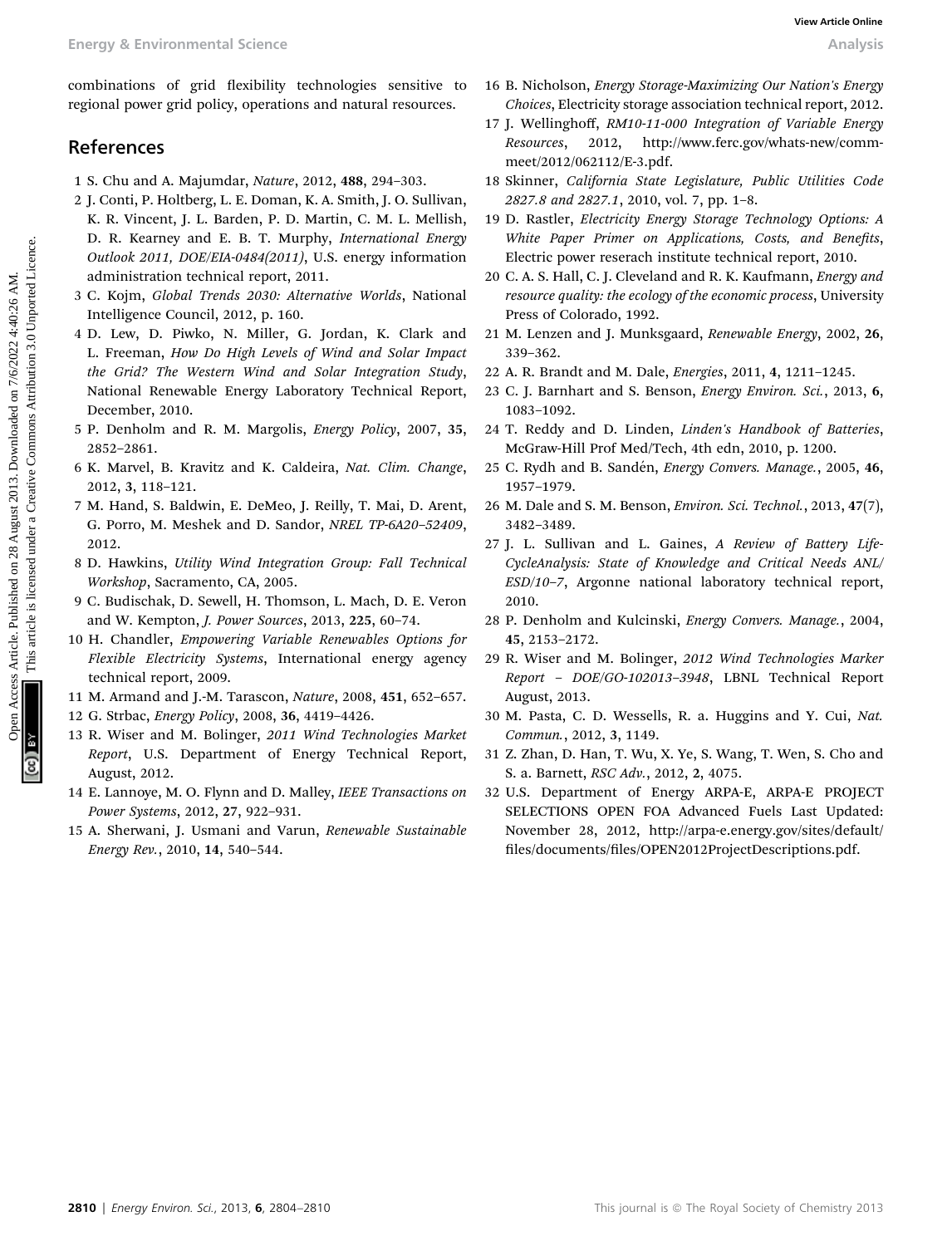combinations of grid flexibility technologies sensitive to regional power grid policy, operations and natural resources.

## References

1 S. Chu and A. Majumdar, *Nature*, 2012, **488**, 294–303.

2 J. Conti, P. Holtberg, L. E. Doman, K. A. Smith, J. O. Sullivan, K. R. Vincent, J. L. Barden, P. D. Martin, C. M. L. Mellish, D. R. Kearney and E. B. T. Murphy, *International Energy Outlook 2011, DOE/EIA-0484(2011)*, U.S. energy information administration technical report, 2011.

3 C. Kojm, *Global Trends 2030: Alternative Worlds*, National Intelligence Council, 2012, p. 160.

4 D. Lew, D. Piwko, N. Miller, G. Jordan, K. Clark and L. Freeman, *How Do High Levels of Wind and Solar Impact the Grid? The Western Wind and Solar Integration Study*, National Renewable Energy Laboratory Technical Report, December, 2010.

5 P. Denholm and R. M. Margolis, *Energy Policy*, 2007, **35**, 2852–2861.

6 K. Marvel, B. Kravitz and K. Caldeira, *Nat. Clim. Change*, 2012, **3**, 118–121.

7 M. Hand, S. Baldwin, E. DeMeo, J. Reilly, T. Mai, D. Arent, G. Porro, M. Meshek and D. Sandor, *NREL TP-6A20–52409*, 2012.

8 D. Hawkins, *Utility Wind Integration Group: Fall Technical Workshop*, Sacramento, CA, 2005.

9 C. Budischak, D. Sewell, H. Thomson, L. Mach, D. E. Veron and W. Kempton, *J. Power Sources*, 2013, **225**, 60–74.

10 H. Chandler, *Empowering Variable Renewables Options for Flexible Electricity Systems*, International energy agency technical report, 2009.

11 M. Armand and J.-M. Tarascon, *Nature*, 2008, **451**, 652–657.

12 G. Strbac, *Energy Policy*, 2008, **36**, 4419–4426.

13 R. Wiser and M. Bolinger, *2011 Wind Technologies Market Report*, U.S. Department of Energy Technical Report, August, 2012.

14 E. Lannoye, M. O. Flynn and D. Malley, *IEEE Transactions on Power Systems*, 2012, **27**, 922–931.

15 A. Sherwani, J. Usmani and Varun, *Renewable Sustainable Energy Rev.*, 2010, **14**, 540–544.

16 B. Nicholson, *Energy Storage-Maximizing Our Nation's Energy Choices*, Electricity storage association technical report, 2012.

17 J. Wellinghoff, *RM10-11-000 Integration of Variable Energy Resources*, 2012, http://www.ferc.gov/whats-new/comm-meet/2012/062112/E-3.pdf.

18 Skinner, *California State Legislature, Public Utilities Code 2827.8 and 2827.1*, 2010, vol. 7, pp. 1–8.

19 D. Rastler, *Electricity Energy Storage Technology Options: A White Paper Primer on Applications, Costs, and Benefits*, Electric power reserach institute technical report, 2010.

20 C. A. S. Hall, C. J. Cleveland and R. K. Kaufmann, *Energy and resource quality: the ecology of the economic process*, University Press of Colorado, 1992.

21 M. Lenzen and J. Munksgaard, *Renewable Energy*, 2002, **26**, 339–362.

22 A. R. Brandt and M. Dale, *Energies*, 2011, **4**, 1211–1245.

23 C. J. Barnhart and S. Benson, *Energy Environ. Sci.*, 2013, **6**, 1083–1092.

24 T. Reddy and D. Linden, *Linden's Handbook of Batteries*, McGraw-Hill Prof Med/Tech, 4th edn, 2010, p. 1200.

25 C. Rydh and B. Sandén, *Energy Convers. Manage.*, 2005, **46**, 1957–1979.

26 M. Dale and S. M. Benson, *Environ. Sci. Technol.*, 2013, **47**(7), 3482–3489.

27 J. L. Sullivan and L. Gaines, *A Review of Battery Life-CycleAnalysis: State of Knowledge and Critical Needs ANL/ESD/10–7*, Argonne national laboratory technical report, 2010.

28 P. Denholm and Kulcinski, *Energy Convers. Manage.*, 2004, **45**, 2153–2172.

29 R. Wiser and M. Bolinger, *2012 Wind Technologies Marker Report – DOE/GO-102013–3948*, LBNL Technical Report August, 2013.

30 M. Pasta, C. D. Wessells, R. a. Huggins and Y. Cui, *Nat. Commun.*, 2012, **3**, 1149.

31 Z. Zhan, D. Han, T. Wu, X. Ye, S. Wang, T. Wen, S. Cho and S. a. Barnett, *RSC Adv.*, 2012, **2**, 4075.

32 U.S. Department of Energy ARPA-E, ARPA-E PROJECT SELECTIONS OPEN FOA Advanced Fuels Last Updated: November 28, 2012, http://arpa-e.energy.gov/sites/default/files/documents/files/OPEN2012ProjectDescriptions.pdf.